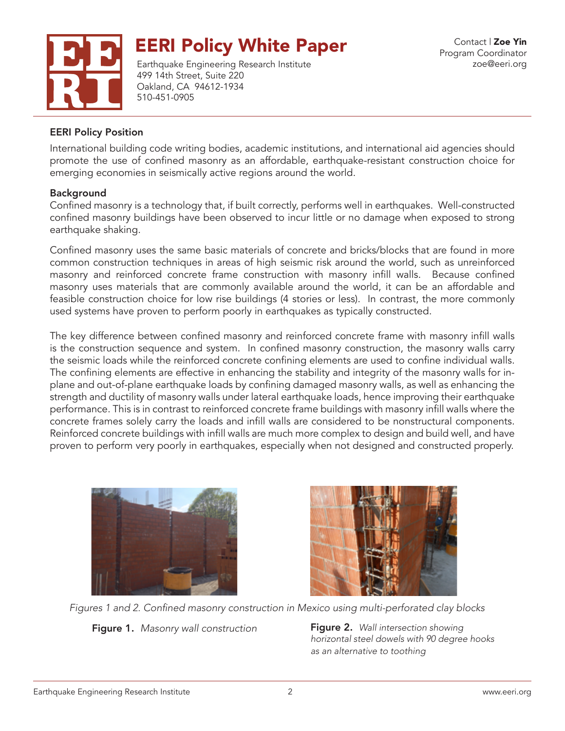# EERI Policy White Paper

Earthquake Engineering Research Institute
499 14th Street, Suite 220
Oakland, CA 94612-1934
510-451-0905

Contact | **Zoe Yin**
Program Coordinator
zoe@eeri.org

## EERI Policy Position

International building code writing bodies, academic institutions, and international aid agencies should promote the use of confined masonry as an affordable, earthquake-resistant construction choice for emerging economies in seismically active regions around the world.

## Background

Confined masonry is a technology that, if built correctly, performs well in earthquakes. Well-constructed confined masonry buildings have been observed to incur little or no damage when exposed to strong earthquake shaking.

Confined masonry uses the same basic materials of concrete and bricks/blocks that are found in more common construction techniques in areas of high seismic risk around the world, such as unreinforced masonry and reinforced concrete frame construction with masonry infill walls. Because confined masonry uses materials that are commonly available around the world, it can be an affordable and feasible construction choice for low rise buildings (4 stories or less). In contrast, the more commonly used systems have proven to perform poorly in earthquakes as typically constructed.

The key difference between confined masonry and reinforced concrete frame with masonry infill walls is the construction sequence and system. In confined masonry construction, the masonry walls carry the seismic loads while the reinforced concrete confining elements are used to confine individual walls. The confining elements are effective in enhancing the stability and integrity of the masonry walls for in-plane and out-of-plane earthquake loads by confining damaged masonry walls, as well as enhancing the strength and ductility of masonry walls under lateral earthquake loads, hence improving their earthquake performance. This is in contrast to reinforced concrete frame buildings with masonry infill walls where the concrete frames solely carry the loads and infill walls are considered to be nonstructural components. Reinforced concrete buildings with infill walls are much more complex to design and build well, and have proven to perform very poorly in earthquakes, especially when not designed and constructed properly.

*Figures 1 and 2. Confined masonry construction in Mexico using multi-perforated clay blocks*

**Figure 1.** *Masonry wall construction*

**Figure 2.** *Wall intersection showing horizontal steel dowels with 90 degree hooks as an alternative to toothing*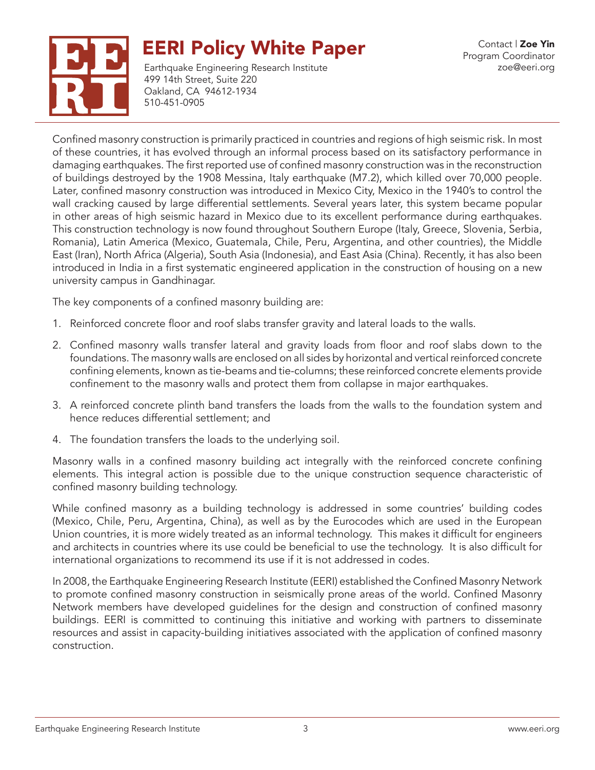# EERI Policy White Paper

Earthquake Engineering Research Institute
499 14th Street, Suite 220
Oakland, CA 94612-1934
510-451-0905

Contact | **Zoe Yin**
Program Coordinator
zoe@eeri.org

Confined masonry construction is primarily practiced in countries and regions of high seismic risk. In most of these countries, it has evolved through an informal process based on its satisfactory performance in damaging earthquakes. The first reported use of confined masonry construction was in the reconstruction of buildings destroyed by the 1908 Messina, Italy earthquake (M7.2), which killed over 70,000 people. Later, confined masonry construction was introduced in Mexico City, Mexico in the 1940's to control the wall cracking caused by large differential settlements. Several years later, this system became popular in other areas of high seismic hazard in Mexico due to its excellent performance during earthquakes. This construction technology is now found throughout Southern Europe (Italy, Greece, Slovenia, Serbia, Romania), Latin America (Mexico, Guatemala, Chile, Peru, Argentina, and other countries), the Middle East (Iran), North Africa (Algeria), South Asia (Indonesia), and East Asia (China). Recently, it has also been introduced in India in a first systematic engineered application in the construction of housing on a new university campus in Gandhinagar.

The key components of a confined masonry building are:

1. Reinforced concrete floor and roof slabs transfer gravity and lateral loads to the walls.
2. Confined masonry walls transfer lateral and gravity loads from floor and roof slabs down to the foundations. The masonry walls are enclosed on all sides by horizontal and vertical reinforced concrete confining elements, known as tie-beams and tie-columns; these reinforced concrete elements provide confinement to the masonry walls and protect them from collapse in major earthquakes.
3. A reinforced concrete plinth band transfers the loads from the walls to the foundation system and hence reduces differential settlement; and
4. The foundation transfers the loads to the underlying soil.

Masonry walls in a confined masonry building act integrally with the reinforced concrete confining elements. This integral action is possible due to the unique construction sequence characteristic of confined masonry building technology.

While confined masonry as a building technology is addressed in some countries' building codes (Mexico, Chile, Peru, Argentina, China), as well as by the Eurocodes which are used in the European Union countries, it is more widely treated as an informal technology. This makes it difficult for engineers and architects in countries where its use could be beneficial to use the technology. It is also difficult for international organizations to recommend its use if it is not addressed in codes.

In 2008, the Earthquake Engineering Research Institute (EERI) established the Confined Masonry Network to promote confined masonry construction in seismically prone areas of the world. Confined Masonry Network members have developed guidelines for the design and construction of confined masonry buildings. EERI is committed to continuing this initiative and working with partners to disseminate resources and assist in capacity-building initiatives associated with the application of confined masonry construction.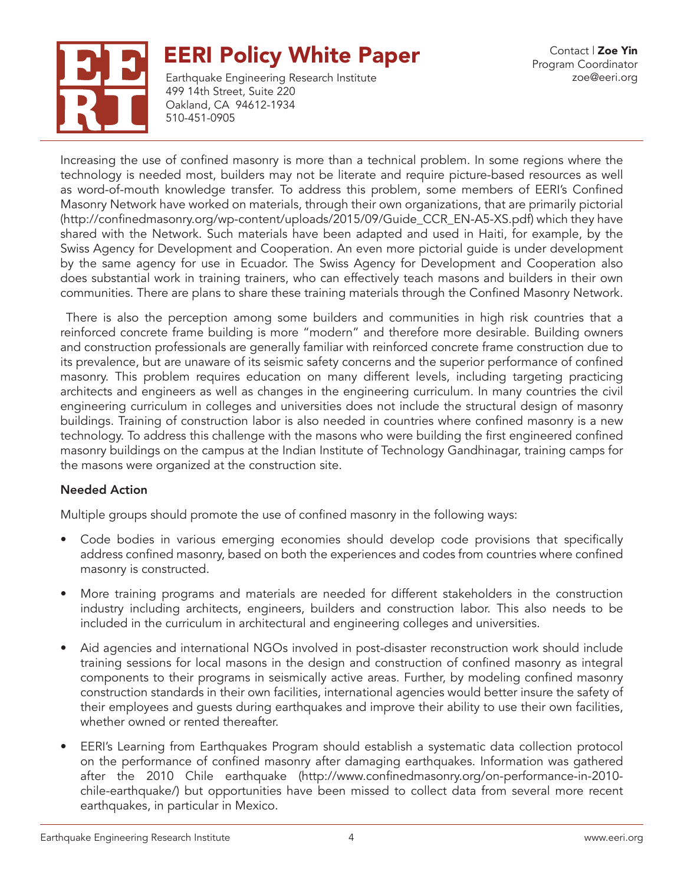Increasing the use of confined masonry is more than a technical problem. In some regions where the technology is needed most, builders may not be literate and require picture-based resources as well as word-of-mouth knowledge transfer. To address this problem, some members of EERI's Confined Masonry Network have worked on materials, through their own organizations, that are primarily pictorial (http://confinedmasonry.org/wp-content/uploads/2015/09/Guide_CCR_EN-A5-XS.pdf) which they have shared with the Network. Such materials have been adapted and used in Haiti, for example, by the Swiss Agency for Development and Cooperation. An even more pictorial guide is under development by the same agency for use in Ecuador. The Swiss Agency for Development and Cooperation also does substantial work in training trainers, who can effectively teach masons and builders in their own communities. There are plans to share these training materials through the Confined Masonry Network.

There is also the perception among some builders and communities in high risk countries that a reinforced concrete frame building is more "modern" and therefore more desirable. Building owners and construction professionals are generally familiar with reinforced concrete frame construction due to its prevalence, but are unaware of its seismic safety concerns and the superior performance of confined masonry. This problem requires education on many different levels, including targeting practicing architects and engineers as well as changes in the engineering curriculum. In many countries the civil engineering curriculum in colleges and universities does not include the structural design of masonry buildings. Training of construction labor is also needed in countries where confined masonry is a new technology. To address this challenge with the masons who were building the first engineered confined masonry buildings on the campus at the Indian Institute of Technology Gandhinagar, training camps for the masons were organized at the construction site.

**Needed Action**

Multiple groups should promote the use of confined masonry in the following ways:

- Code bodies in various emerging economies should develop code provisions that specifically address confined masonry, based on both the experiences and codes from countries where confined masonry is constructed.
- More training programs and materials are needed for different stakeholders in the construction industry including architects, engineers, builders and construction labor. This also needs to be included in the curriculum in architectural and engineering colleges and universities.
- Aid agencies and international NGOs involved in post-disaster reconstruction work should include training sessions for local masons in the design and construction of confined masonry as integral components to their programs in seismically active areas. Further, by modeling confined masonry construction standards in their own facilities, international agencies would better insure the safety of their employees and guests during earthquakes and improve their ability to use their own facilities, whether owned or rented thereafter.
- EERI's Learning from Earthquakes Program should establish a systematic data collection protocol on the performance of confined masonry after damaging earthquakes. Information was gathered after the 2010 Chile earthquake (http://www.confinedmasonry.org/on-performance-in-2010-chile-earthquake/) but opportunities have been missed to collect data from several more recent earthquakes, in particular in Mexico.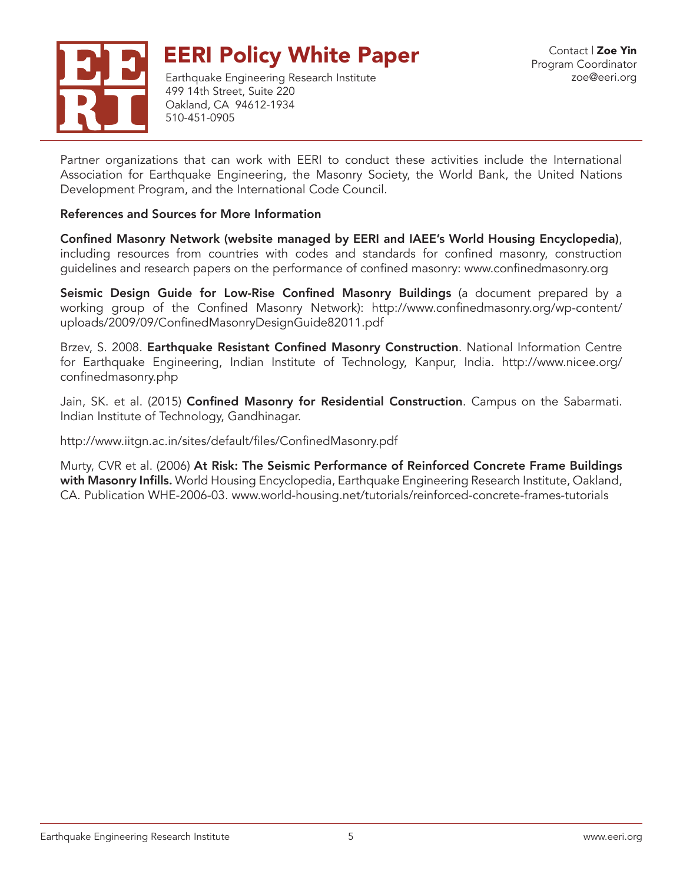Partner organizations that can work with EERI to conduct these activities include the International Association for Earthquake Engineering, the Masonry Society, the World Bank, the United Nations Development Program, and the International Code Council.

**References and Sources for More Information**

**Confined Masonry Network (website managed by EERI and IAEE's World Housing Encyclopedia)**, including resources from countries with codes and standards for confined masonry, construction guidelines and research papers on the performance of confined masonry: www.confinedmasonry.org

**Seismic Design Guide for Low-Rise Confined Masonry Buildings** (a document prepared by a working group of the Confined Masonry Network): http://www.confinedmasonry.org/wp-content/uploads/2009/09/ConfinedMasonryDesignGuide82011.pdf

Brzev, S. 2008. **Earthquake Resistant Confined Masonry Construction**. National Information Centre for Earthquake Engineering, Indian Institute of Technology, Kanpur, India. http://www.nicee.org/confinedmasonry.php

Jain, SK. et al. (2015) **Confined Masonry for Residential Construction**. Campus on the Sabarmati. Indian Institute of Technology, Gandhinagar.

http://www.iitgn.ac.in/sites/default/files/ConfinedMasonry.pdf

Murty, CVR et al. (2006) **At Risk: The Seismic Performance of Reinforced Concrete Frame Buildings with Masonry Infills.** World Housing Encyclopedia, Earthquake Engineering Research Institute, Oakland, CA. Publication WHE-2006-03. www.world-housing.net/tutorials/reinforced-concrete-frames-tutorials